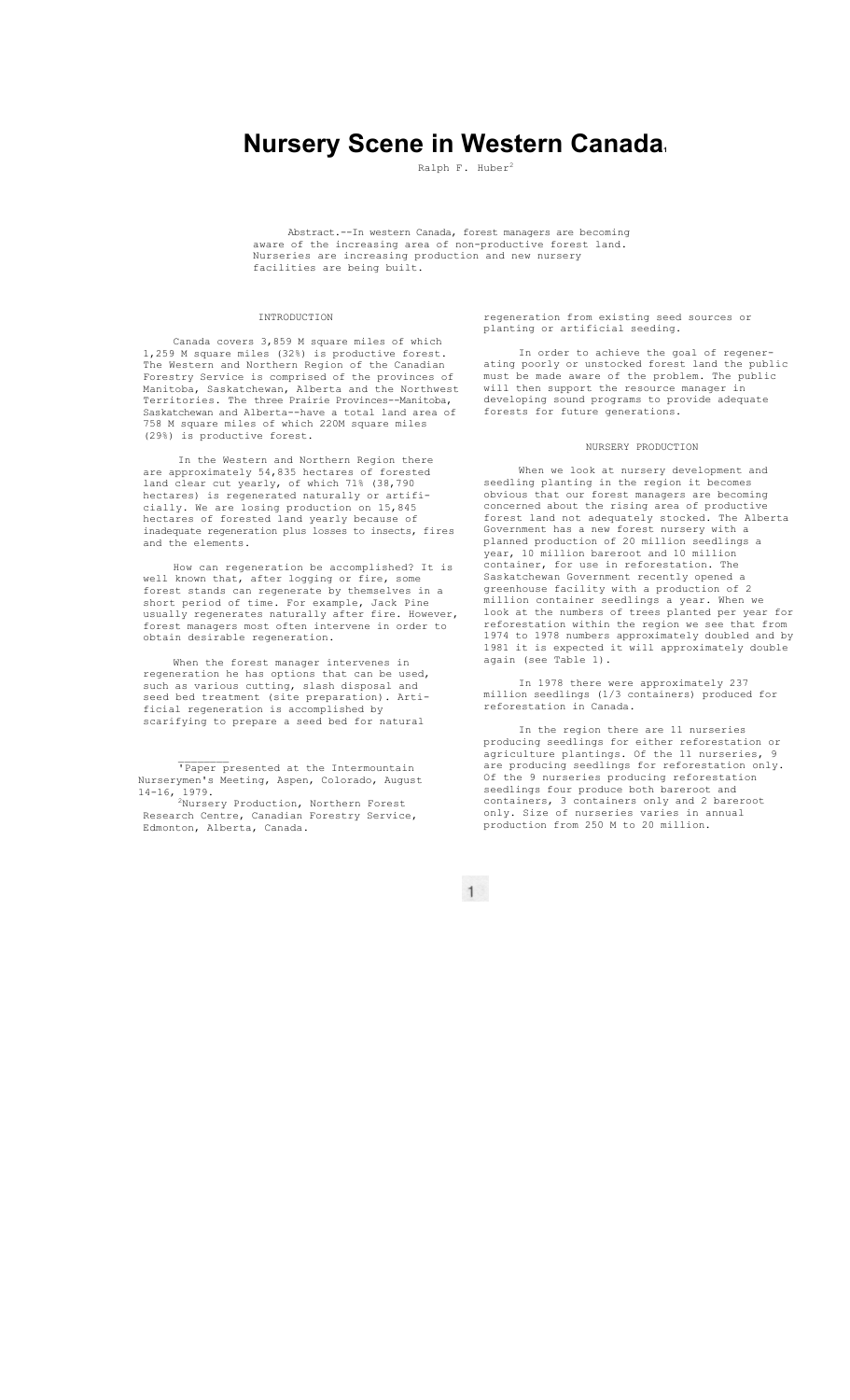# Nursery Scene in Western Canada[1]

Ralph F. Huber[2]

Abstract.--In western Canada, forest managers are becoming aware of the increasing area of non-productive forest land. Nurseries are increasing production and new nursery facilities are being built.

## INTRODUCTION

Canada covers 3,859 M square miles of which 1,259 M square miles (32%) is productive forest. The Western and Northern Region of the Canadian Forestry Service is comprised of the provinces of Manitoba, Saskatchewan, Alberta and the Northwest Territories. The three Prairie Provinces--Manitoba, Saskatchewan and Alberta--have a total land area of 758 M square miles of which 220M square miles (29%) is productive forest.

In the Western and Northern Region there are approximately 54,835 hectares of forested land clear cut yearly, of which 71% (38,790 hectares) is regenerated naturally or artificially. We are losing production on 15,845 hectares of forested land yearly because of inadequate regeneration plus losses to insects, fires and the elements.

How can regeneration be accomplished? It is well known that, after logging or fire, some forest stands can regenerate by themselves in a short period of time. For example, Jack Pine usually regenerates naturally after fire. However, forest managers most often intervene in order to obtain desirable regeneration.

When the forest manager intervenes in regeneration he has options that can be used, such as various cutting, slash disposal and seed bed treatment (site preparation). Artificial regeneration is accomplished by scarifying to prepare a seed bed for natural regeneration from existing seed sources or planting or artificial seeding.

In order to achieve the goal of regenerating poorly or unstocked forest land the public must be made aware of the problem. The public will then support the resource manager in developing sound programs to provide adequate forests for future generations.

## NURSERY PRODUCTION

When we look at nursery development and seedling planting in the region it becomes obvious that our forest managers are becoming concerned about the rising area of productive forest land not adequately stocked. The Alberta Government has a new forest nursery with a planned production of 20 million seedlings a year, 10 million bareroot and 10 million container, for use in reforestation. The Saskatchewan Government recently opened a greenhouse facility with a production of 2 million container seedlings a year. When we look at the numbers of trees planted per year for reforestation within the region we see that from 1974 to 1978 numbers approximately doubled and by 1981 it is expected it will approximately double again (see Table 1).

In 1978 there were approximately 237 million seedlings (1/3 containers) produced for reforestation in Canada.

In the region there are 11 nurseries producing seedlings for either reforestation or agriculture plantings. Of the 11 nurseries, 9 are producing seedlings for reforestation only. Of the 9 nurseries producing reforestation seedlings four produce both bareroot and containers, 3 containers only and 2 bareroot only. Size of nurseries varies in annual production from 250 M to 20 million.

---

[1] Paper presented at the Intermountain Nurserymen's Meeting, Aspen, Colorado, August 14-16, 1979.

[2] Nursery Production, Northern Forest Research Centre, Canadian Forestry Service, Edmonton, Alberta, Canada.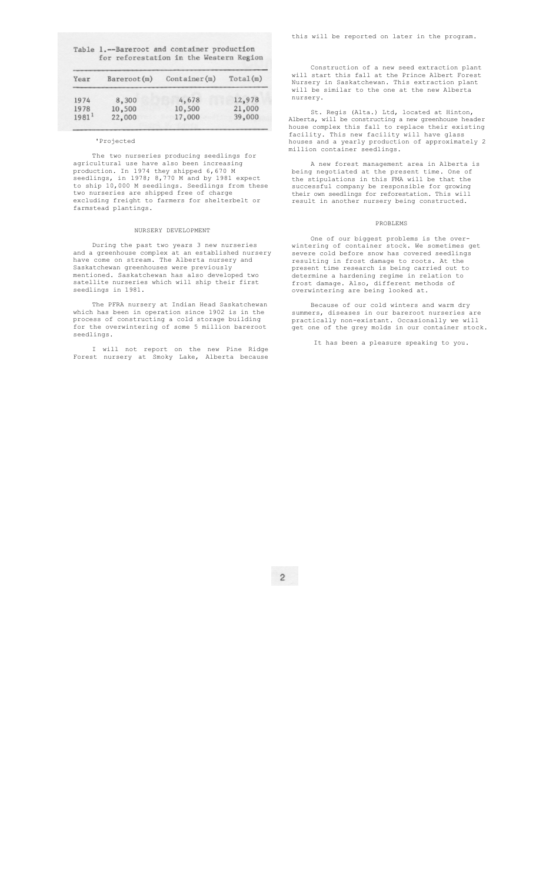Table 1.--Bareroot and container production for reforestation in the Western Region

| Year | Bareroot(m) | Container(m) | Total(m) |
|---|---|---|---|
| 1974 | 8,300 | 4,678 | 12,978 |
| 1978 | 10,500 | 10,500 | 21,000 |
| 1981[1] | 22,000 | 17,000 | 39,000 |

[1]Projected

The two nurseries producing seedlings for agricultural use have also been increasing production. In 1974 they shipped 6,670 M seedlings, in 1978; 8,770 M and by 1981 expect to ship 10,000 M seedlings. Seedlings from these two nurseries are shipped free of charge excluding freight to farmers for shelterbelt or farmstead plantings.

## NURSERY DEVELOPMENT

During the past two years 3 new nurseries and a greenhouse complex at an established nursery have come on stream. The Alberta nursery and Saskatchewan greenhouses were previously mentioned. Saskatchewan has also developed two satellite nurseries which will ship their first seedlings in 1981.

The PFRA nursery at Indian Head Saskatchewan which has been in operation since 1902 is in the process of constructing a cold storage building for the overwintering of some 5 million bareroot seedlings.

I will not report on the new Pine Ridge Forest nursery at Smoky Lake, Alberta because this will be reported on later in the program.

Construction of a new seed extraction plant will start this fall at the Prince Albert Forest Nursery in Saskatchewan. This extraction plant will be similar to the one at the new Alberta nursery.

St. Regis (Alta.) Ltd, located at Hinton, Alberta, will be constructing a new greenhouse header house complex this fall to replace their existing facility. This new facility will have glass houses and a yearly production of approximately 2 million container seedlings.

A new forest management area in Alberta is being negotiated at the present time. One of the stipulations in this FMA will be that the successful company be responsible for growing their own seedlings for reforestation. This will result in another nursery being constructed.

## PROBLEMS

One of our biggest problems is the over-wintering of container stock. We sometimes get severe cold before snow has covered seedlings resulting in frost damage to roots. At the present time research is being carried out to determine a hardening regime in relation to frost damage. Also, different methods of overwintering are being looked at.

Because of our cold winters and warm dry summers, diseases in our bareroot nurseries are practically non-existant. Occasionally we will get one of the grey molds in our container stock.

It has been a pleasure speaking to you.